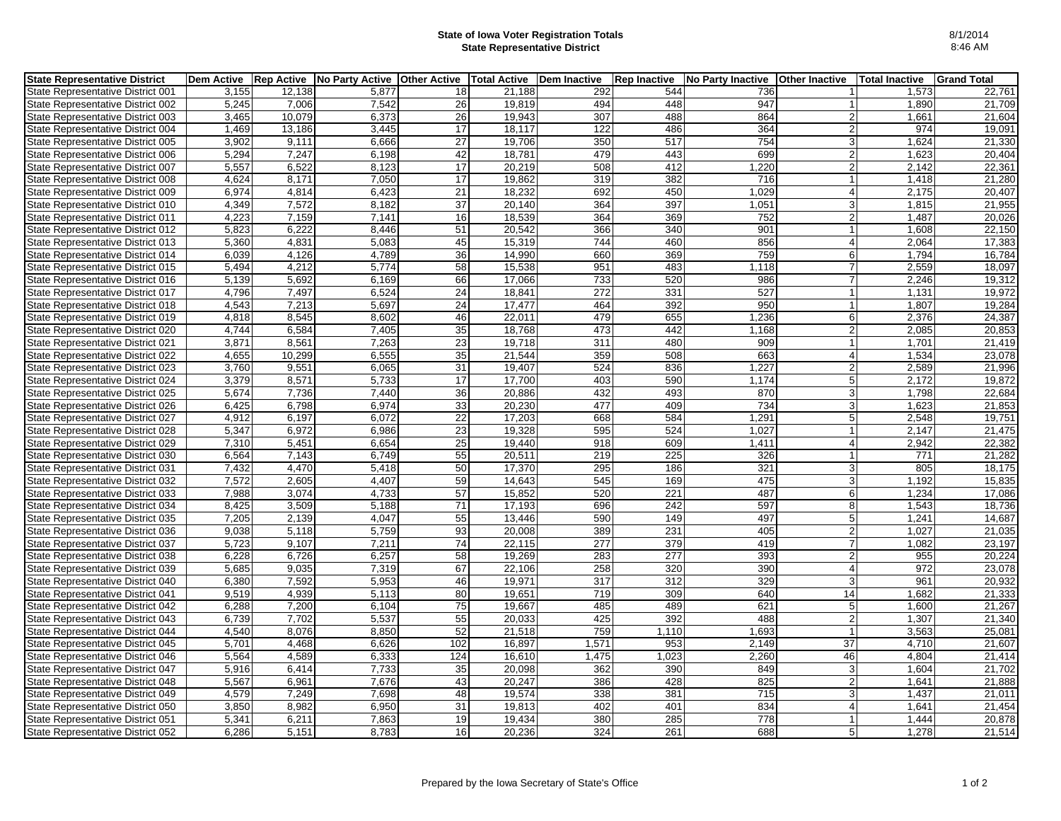**State of Iowa Voter Registration Totals**
**State Representative District**

8/1/2014
8:46 AM

| State Representative District | Dem Active | Rep Active | No Party Active | Other Active | Total Active | Dem Inactive | Rep Inactive | No Party Inactive | Other Inactive | Total Inactive | Grand Total |
|---|---|---|---|---|---|---|---|---|---|---|---|
| State Representative District 001 | 3,155 | 12,138 | 5,877 | 18 | 21,188 | 292 | 544 | 736 | 1 | 1,573 | 22,761 |
| State Representative District 002 | 5,245 | 7,006 | 7,542 | 26 | 19,819 | 494 | 448 | 947 | 1 | 1,890 | 21,709 |
| State Representative District 003 | 3,465 | 10,079 | 6,373 | 26 | 19,943 | 307 | 488 | 864 | 2 | 1,661 | 21,604 |
| State Representative District 004 | 1,469 | 13,186 | 3,445 | 17 | 18,117 | 122 | 486 | 364 | 2 | 974 | 19,091 |
| State Representative District 005 | 3,902 | 9,111 | 6,666 | 27 | 19,706 | 350 | 517 | 754 | 3 | 1,624 | 21,330 |
| State Representative District 006 | 5,294 | 7,247 | 6,198 | 42 | 18,781 | 479 | 443 | 699 | 2 | 1,623 | 20,404 |
| State Representative District 007 | 5,557 | 6,522 | 8,123 | 17 | 20,219 | 508 | 412 | 1,220 | 2 | 2,142 | 22,361 |
| State Representative District 008 | 4,624 | 8,171 | 7,050 | 17 | 19,862 | 319 | 382 | 716 | 1 | 1,418 | 21,280 |
| State Representative District 009 | 6,974 | 4,814 | 6,423 | 21 | 18,232 | 692 | 450 | 1,029 | 4 | 2,175 | 20,407 |
| State Representative District 010 | 4,349 | 7,572 | 8,182 | 37 | 20,140 | 364 | 397 | 1,051 | 3 | 1,815 | 21,955 |
| State Representative District 011 | 4,223 | 7,159 | 7,141 | 16 | 18,539 | 364 | 369 | 752 | 2 | 1,487 | 20,026 |
| State Representative District 012 | 5,823 | 6,222 | 8,446 | 51 | 20,542 | 366 | 340 | 901 | 1 | 1,608 | 22,150 |
| State Representative District 013 | 5,360 | 4,831 | 5,083 | 45 | 15,319 | 744 | 460 | 856 | 4 | 2,064 | 17,383 |
| State Representative District 014 | 6,039 | 4,126 | 4,789 | 36 | 14,990 | 660 | 369 | 759 | 6 | 1,794 | 16,784 |
| State Representative District 015 | 5,494 | 4,212 | 5,774 | 58 | 15,538 | 951 | 483 | 1,118 | 7 | 2,559 | 18,097 |
| State Representative District 016 | 5,139 | 5,692 | 6,169 | 66 | 17,066 | 733 | 520 | 986 | 7 | 2,246 | 19,312 |
| State Representative District 017 | 4,796 | 7,497 | 6,524 | 24 | 18,841 | 272 | 331 | 527 | 1 | 1,131 | 19,972 |
| State Representative District 018 | 4,543 | 7,213 | 5,697 | 24 | 17,477 | 464 | 392 | 950 | 1 | 1,807 | 19,284 |
| State Representative District 019 | 4,818 | 8,545 | 8,602 | 46 | 22,011 | 479 | 655 | 1,236 | 6 | 2,376 | 24,387 |
| State Representative District 020 | 4,744 | 6,584 | 7,405 | 35 | 18,768 | 473 | 442 | 1,168 | 2 | 2,085 | 20,853 |
| State Representative District 021 | 3,871 | 8,561 | 7,263 | 23 | 19,718 | 311 | 480 | 909 | 1 | 1,701 | 21,419 |
| State Representative District 022 | 4,655 | 10,299 | 6,555 | 35 | 21,544 | 359 | 508 | 663 | 4 | 1,534 | 23,078 |
| State Representative District 023 | 3,760 | 9,551 | 6,065 | 31 | 19,407 | 524 | 836 | 1,227 | 2 | 2,589 | 21,996 |
| State Representative District 024 | 3,379 | 8,571 | 5,733 | 17 | 17,700 | 403 | 590 | 1,174 | 5 | 2,172 | 19,872 |
| State Representative District 025 | 5,674 | 7,736 | 7,440 | 36 | 20,886 | 432 | 493 | 870 | 3 | 1,798 | 22,684 |
| State Representative District 026 | 6,425 | 6,798 | 6,974 | 33 | 20,230 | 477 | 409 | 734 | 3 | 1,623 | 21,853 |
| State Representative District 027 | 4,912 | 6,197 | 6,072 | 22 | 17,203 | 668 | 584 | 1,291 | 5 | 2,548 | 19,751 |
| State Representative District 028 | 5,347 | 6,972 | 6,986 | 23 | 19,328 | 595 | 524 | 1,027 | 1 | 2,147 | 21,475 |
| State Representative District 029 | 7,310 | 5,451 | 6,654 | 25 | 19,440 | 918 | 609 | 1,411 | 4 | 2,942 | 22,382 |
| State Representative District 030 | 6,564 | 7,143 | 6,749 | 55 | 20,511 | 219 | 225 | 326 | 1 | 771 | 21,282 |
| State Representative District 031 | 7,432 | 4,470 | 5,418 | 50 | 17,370 | 295 | 186 | 321 | 3 | 805 | 18,175 |
| State Representative District 032 | 7,572 | 2,605 | 4,407 | 59 | 14,643 | 545 | 169 | 475 | 3 | 1,192 | 15,835 |
| State Representative District 033 | 7,988 | 3,074 | 4,733 | 57 | 15,852 | 520 | 221 | 487 | 6 | 1,234 | 17,086 |
| State Representative District 034 | 8,425 | 3,509 | 5,188 | 71 | 17,193 | 696 | 242 | 597 | 8 | 1,543 | 18,736 |
| State Representative District 035 | 7,205 | 2,139 | 4,047 | 55 | 13,446 | 590 | 149 | 497 | 5 | 1,241 | 14,687 |
| State Representative District 036 | 9,038 | 5,118 | 5,759 | 93 | 20,008 | 389 | 231 | 405 | 2 | 1,027 | 21,035 |
| State Representative District 037 | 5,723 | 9,107 | 7,211 | 74 | 22,115 | 277 | 379 | 419 | 7 | 1,082 | 23,197 |
| State Representative District 038 | 6,228 | 6,726 | 6,257 | 58 | 19,269 | 283 | 277 | 393 | 2 | 955 | 20,224 |
| State Representative District 039 | 5,685 | 9,035 | 7,319 | 67 | 22,106 | 258 | 320 | 390 | 4 | 972 | 23,078 |
| State Representative District 040 | 6,380 | 7,592 | 5,953 | 46 | 19,971 | 317 | 312 | 329 | 3 | 961 | 20,932 |
| State Representative District 041 | 9,519 | 4,939 | 5,113 | 80 | 19,651 | 719 | 309 | 640 | 14 | 1,682 | 21,333 |
| State Representative District 042 | 6,288 | 7,200 | 6,104 | 75 | 19,667 | 485 | 489 | 621 | 5 | 1,600 | 21,267 |
| State Representative District 043 | 6,739 | 7,702 | 5,537 | 55 | 20,033 | 425 | 392 | 488 | 2 | 1,307 | 21,340 |
| State Representative District 044 | 4,540 | 8,076 | 8,850 | 52 | 21,518 | 759 | 1,110 | 1,693 | 1 | 3,563 | 25,081 |
| State Representative District 045 | 5,701 | 4,468 | 6,626 | 102 | 16,897 | 1,571 | 953 | 2,149 | 37 | 4,710 | 21,607 |
| State Representative District 046 | 5,564 | 4,589 | 6,333 | 124 | 16,610 | 1,475 | 1,023 | 2,260 | 46 | 4,804 | 21,414 |
| State Representative District 047 | 5,916 | 6,414 | 7,733 | 35 | 20,098 | 362 | 390 | 849 | 3 | 1,604 | 21,702 |
| State Representative District 048 | 5,567 | 6,961 | 7,676 | 43 | 20,247 | 386 | 428 | 825 | 2 | 1,641 | 21,888 |
| State Representative District 049 | 4,579 | 7,249 | 7,698 | 48 | 19,574 | 338 | 381 | 715 | 3 | 1,437 | 21,011 |
| State Representative District 050 | 3,850 | 8,982 | 6,950 | 31 | 19,813 | 402 | 401 | 834 | 4 | 1,641 | 21,454 |
| State Representative District 051 | 5,341 | 6,211 | 7,863 | 19 | 19,434 | 380 | 285 | 778 | 1 | 1,444 | 20,878 |
| State Representative District 052 | 6,286 | 5,151 | 8,783 | 16 | 20,236 | 324 | 261 | 688 | 5 | 1,278 | 21,514 |

Prepared by the Iowa Secretary of State's Office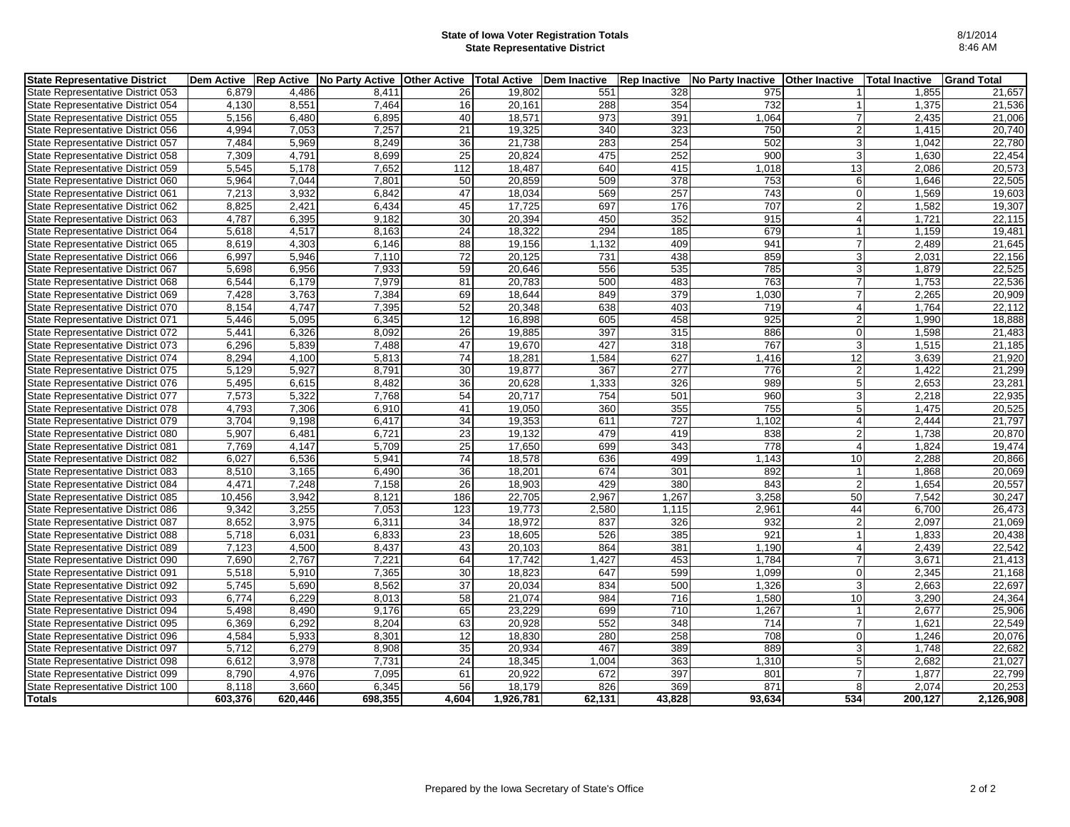**State of Iowa Voter Registration Totals**
**State Representative District**

8/1/2014
8:46 AM

| State Representative District | Dem Active | Rep Active | No Party Active | Other Active | Total Active | Dem Inactive | Rep Inactive | No Party Inactive | Other Inactive | Total Inactive | Grand Total |
|---|---|---|---|---|---|---|---|---|---|---|---|
| State Representative District 053 | 6,879 | 4,486 | 8,411 | 26 | 19,802 | 551 | 328 | 975 | 1 | 1,855 | 21,657 |
| State Representative District 054 | 4,130 | 8,551 | 7,464 | 16 | 20,161 | 288 | 354 | 732 | 1 | 1,375 | 21,536 |
| State Representative District 055 | 5,156 | 6,480 | 6,895 | 40 | 18,571 | 973 | 391 | 1,064 | 7 | 2,435 | 21,006 |
| State Representative District 056 | 4,994 | 7,053 | 7,257 | 21 | 19,325 | 340 | 323 | 750 | 2 | 1,415 | 20,740 |
| State Representative District 057 | 7,484 | 5,969 | 8,249 | 36 | 21,738 | 283 | 254 | 502 | 3 | 1,042 | 22,780 |
| State Representative District 058 | 7,309 | 4,791 | 8,699 | 25 | 20,824 | 475 | 252 | 900 | 3 | 1,630 | 22,454 |
| State Representative District 059 | 5,545 | 5,178 | 7,652 | 112 | 18,487 | 640 | 415 | 1,018 | 13 | 2,086 | 20,573 |
| State Representative District 060 | 5,964 | 7,044 | 7,801 | 50 | 20,859 | 509 | 378 | 753 | 6 | 1,646 | 22,505 |
| State Representative District 061 | 7,213 | 3,932 | 6,842 | 47 | 18,034 | 569 | 257 | 743 | 0 | 1,569 | 19,603 |
| State Representative District 062 | 8,825 | 2,421 | 6,434 | 45 | 17,725 | 697 | 176 | 707 | 2 | 1,582 | 19,307 |
| State Representative District 063 | 4,787 | 6,395 | 9,182 | 30 | 20,394 | 450 | 352 | 915 | 4 | 1,721 | 22,115 |
| State Representative District 064 | 5,618 | 4,517 | 8,163 | 24 | 18,322 | 294 | 185 | 679 | 1 | 1,159 | 19,481 |
| State Representative District 065 | 8,619 | 4,303 | 6,146 | 88 | 19,156 | 1,132 | 409 | 941 | 7 | 2,489 | 21,645 |
| State Representative District 066 | 6,997 | 5,946 | 7,110 | 72 | 20,125 | 731 | 438 | 859 | 3 | 2,031 | 22,156 |
| State Representative District 067 | 5,698 | 6,956 | 7,933 | 59 | 20,646 | 556 | 535 | 785 | 3 | 1,879 | 22,525 |
| State Representative District 068 | 6,544 | 6,179 | 7,979 | 81 | 20,783 | 500 | 483 | 763 | 7 | 1,753 | 22,536 |
| State Representative District 069 | 7,428 | 3,763 | 7,384 | 69 | 18,644 | 849 | 379 | 1,030 | 7 | 2,265 | 20,909 |
| State Representative District 070 | 8,154 | 4,747 | 7,395 | 52 | 20,348 | 638 | 403 | 719 | 4 | 1,764 | 22,112 |
| State Representative District 071 | 5,446 | 5,095 | 6,345 | 12 | 16,898 | 605 | 458 | 925 | 2 | 1,990 | 18,888 |
| State Representative District 072 | 5,441 | 6,326 | 8,092 | 26 | 19,885 | 397 | 315 | 886 | 0 | 1,598 | 21,483 |
| State Representative District 073 | 6,296 | 5,839 | 7,488 | 47 | 19,670 | 427 | 318 | 767 | 3 | 1,515 | 21,185 |
| State Representative District 074 | 8,294 | 4,100 | 5,813 | 74 | 18,281 | 1,584 | 627 | 1,416 | 12 | 3,639 | 21,920 |
| State Representative District 075 | 5,129 | 5,927 | 8,791 | 30 | 19,877 | 367 | 277 | 776 | 2 | 1,422 | 21,299 |
| State Representative District 076 | 5,495 | 6,615 | 8,482 | 36 | 20,628 | 1,333 | 326 | 989 | 5 | 2,653 | 23,281 |
| State Representative District 077 | 7,573 | 5,322 | 7,768 | 54 | 20,717 | 754 | 501 | 960 | 3 | 2,218 | 22,935 |
| State Representative District 078 | 4,793 | 7,306 | 6,910 | 41 | 19,050 | 360 | 355 | 755 | 5 | 1,475 | 20,525 |
| State Representative District 079 | 3,704 | 9,198 | 6,417 | 34 | 19,353 | 611 | 727 | 1,102 | 4 | 2,444 | 21,797 |
| State Representative District 080 | 5,907 | 6,481 | 6,721 | 23 | 19,132 | 479 | 419 | 838 | 2 | 1,738 | 20,870 |
| State Representative District 081 | 7,769 | 4,147 | 5,709 | 25 | 17,650 | 699 | 343 | 778 | 4 | 1,824 | 19,474 |
| State Representative District 082 | 6,027 | 6,536 | 5,941 | 74 | 18,578 | 636 | 499 | 1,143 | 10 | 2,288 | 20,866 |
| State Representative District 083 | 8,510 | 3,165 | 6,490 | 36 | 18,201 | 674 | 301 | 892 | 1 | 1,868 | 20,069 |
| State Representative District 084 | 4,471 | 7,248 | 7,158 | 26 | 18,903 | 429 | 380 | 843 | 2 | 1,654 | 20,557 |
| State Representative District 085 | 10,456 | 3,942 | 8,121 | 186 | 22,705 | 2,967 | 1,267 | 3,258 | 50 | 7,542 | 30,247 |
| State Representative District 086 | 9,342 | 3,255 | 7,053 | 123 | 19,773 | 2,580 | 1,115 | 2,961 | 44 | 6,700 | 26,473 |
| State Representative District 087 | 8,652 | 3,975 | 6,311 | 34 | 18,972 | 837 | 326 | 932 | 2 | 2,097 | 21,069 |
| State Representative District 088 | 5,718 | 6,031 | 6,833 | 23 | 18,605 | 526 | 385 | 921 | 1 | 1,833 | 20,438 |
| State Representative District 089 | 7,123 | 4,500 | 8,437 | 43 | 20,103 | 864 | 381 | 1,190 | 4 | 2,439 | 22,542 |
| State Representative District 090 | 7,690 | 2,767 | 7,221 | 64 | 17,742 | 1,427 | 453 | 1,784 | 7 | 3,671 | 21,413 |
| State Representative District 091 | 5,518 | 5,910 | 7,365 | 30 | 18,823 | 647 | 599 | 1,099 | 0 | 2,345 | 21,168 |
| State Representative District 092 | 5,745 | 5,690 | 8,562 | 37 | 20,034 | 834 | 500 | 1,326 | 3 | 2,663 | 22,697 |
| State Representative District 093 | 6,774 | 6,229 | 8,013 | 58 | 21,074 | 984 | 716 | 1,580 | 10 | 3,290 | 24,364 |
| State Representative District 094 | 5,498 | 8,490 | 9,176 | 65 | 23,229 | 699 | 710 | 1,267 | 1 | 2,677 | 25,906 |
| State Representative District 095 | 6,369 | 6,292 | 8,204 | 63 | 20,928 | 552 | 348 | 714 | 7 | 1,621 | 22,549 |
| State Representative District 096 | 4,584 | 5,933 | 8,301 | 12 | 18,830 | 280 | 258 | 708 | 0 | 1,246 | 20,076 |
| State Representative District 097 | 5,712 | 6,279 | 8,908 | 35 | 20,934 | 467 | 389 | 889 | 3 | 1,748 | 22,682 |
| State Representative District 098 | 6,612 | 3,978 | 7,731 | 24 | 18,345 | 1,004 | 363 | 1,310 | 5 | 2,682 | 21,027 |
| State Representative District 099 | 8,790 | 4,976 | 7,095 | 61 | 20,922 | 672 | 397 | 801 | 7 | 1,877 | 22,799 |
| State Representative District 100 | 8,118 | 3,660 | 6,345 | 56 | 18,179 | 826 | 369 | 871 | 8 | 2,074 | 20,253 |
| **Totals** | **603,376** | **620,446** | **698,355** | **4,604** | **1,926,781** | **62,131** | **43,828** | **93,634** | **534** | **200,127** | **2,126,908** |

Prepared by the Iowa Secretary of State's Office